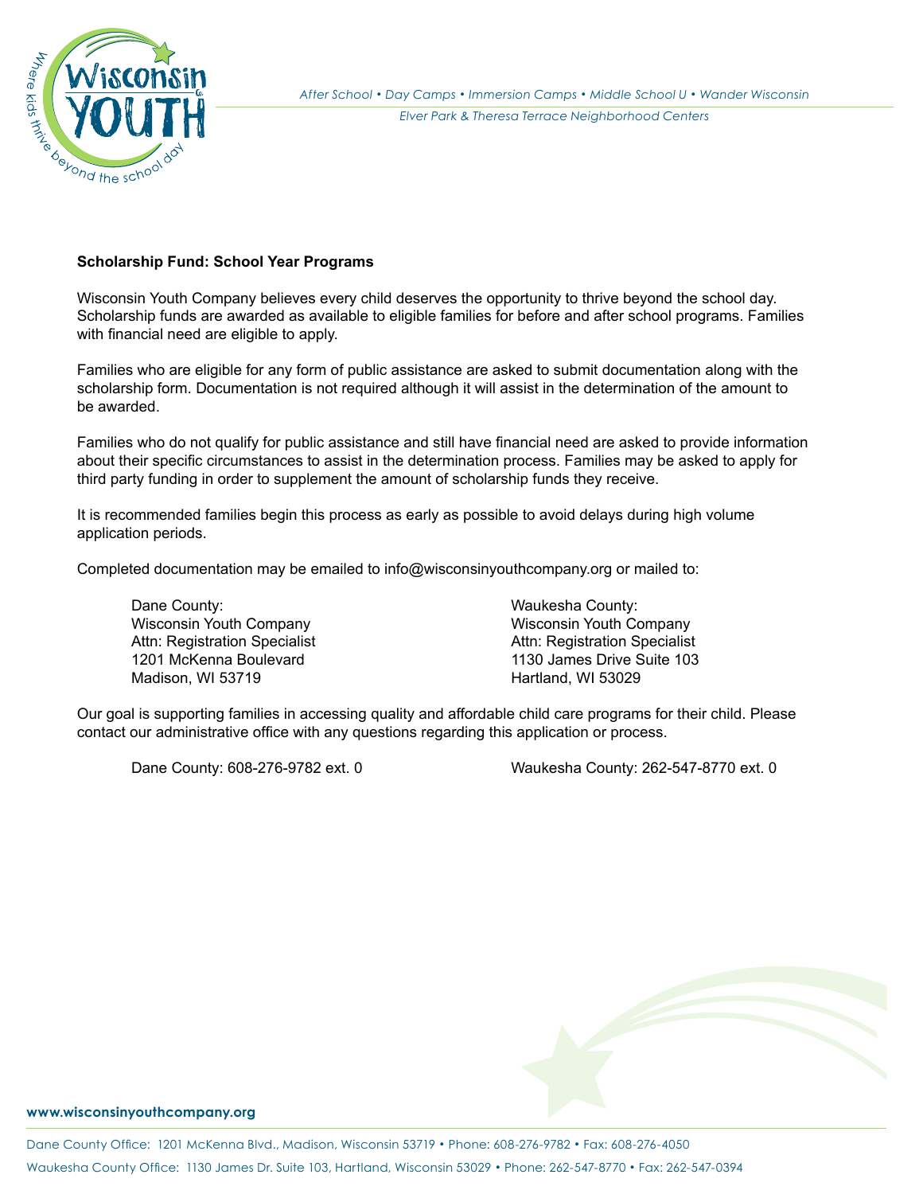After School • Day Camps • Immersion Camps • Middle School U • Wander Wisconsin
Elver Park & Theresa Terrace Neighborhood Centers

**Scholarship Fund: School Year Programs**

Wisconsin Youth Company believes every child deserves the opportunity to thrive beyond the school day. Scholarship funds are awarded as available to eligible families for before and after school programs. Families with financial need are eligible to apply.

Families who are eligible for any form of public assistance are asked to submit documentation along with the scholarship form. Documentation is not required although it will assist in the determination of the amount to be awarded.

Families who do not qualify for public assistance and still have financial need are asked to provide information about their specific circumstances to assist in the determination process. Families may be asked to apply for third party funding in order to supplement the amount of scholarship funds they receive.

It is recommended families begin this process as early as possible to avoid delays during high volume application periods.

Completed documentation may be emailed to info@wisconsinyouthcompany.org or mailed to:

Dane County:
Wisconsin Youth Company
Attn: Registration Specialist
1201 McKenna Boulevard
Madison, WI 53719

Waukesha County:
Wisconsin Youth Company
Attn: Registration Specialist
1130 James Drive Suite 103
Hartland, WI 53029

Our goal is supporting families in accessing quality and affordable child care programs for their child. Please contact our administrative office with any questions regarding this application or process.

Dane County: 608-276-9782 ext. 0

Waukesha County: 262-547-8770 ext. 0

www.wisconsinyouthcompany.org

Dane County Office: 1201 McKenna Blvd., Madison, Wisconsin 53719 • Phone: 608-276-9782 • Fax: 608-276-4050

Waukesha County Office: 1130 James Dr. Suite 103, Hartland, Wisconsin 53029 • Phone: 262-547-8770 • Fax: 262-547-0394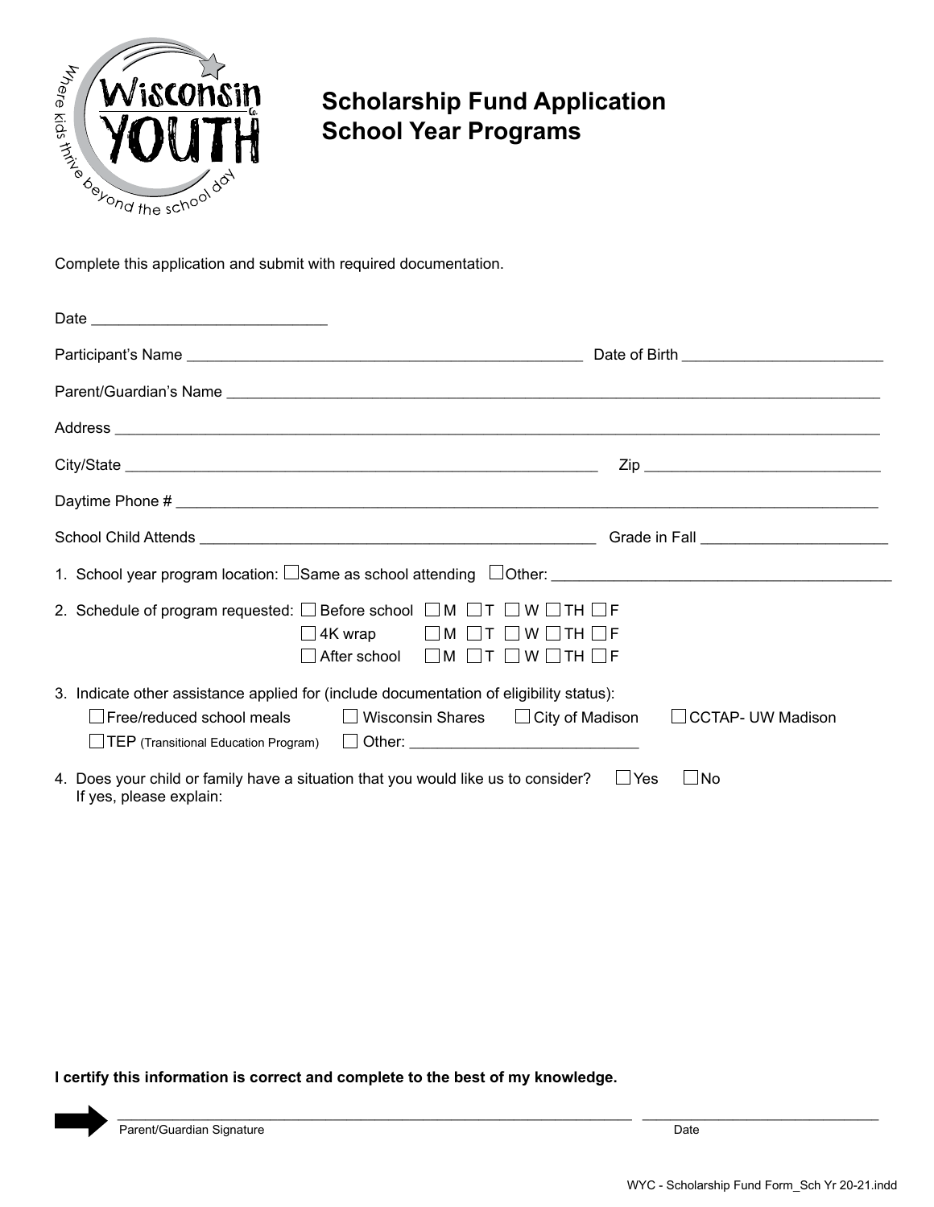# Scholarship Fund Application
## School Year Programs

Complete this application and submit with required documentation.

Date ____________________________

Participant's Name ________________________________________________ Date of Birth ________________________

Parent/Guardian's Name ________________________________________________________________________________

Address ______________________________________________________________________________________________

City/State __________________________________________________________ Zip ____________________________

Daytime Phone # _______________________________________________________________________________________

School Child Attends ________________________________________________ Grade in Fall ______________________

1. School year program location: ☐ Same as school attending ☐ Other: ________________________________________

2. Schedule of program requested:
   - ☐ Before school ☐ M ☐ T ☐ W ☐ TH ☐ F
   - ☐ 4K wrap ☐ M ☐ T ☐ W ☐ TH ☐ F
   - ☐ After school ☐ M ☐ T ☐ W ☐ TH ☐ F

3. Indicate other assistance applied for (include documentation of eligibility status):
   - ☐ Free/reduced school meals ☐ Wisconsin Shares ☐ City of Madison ☐ CCTAP- UW Madison
   - ☐ TEP (Transitional Education Program) ☐ Other: ____________________________

4. Does your child or family have a situation that you would like us to consider? ☐ Yes ☐ No
   If yes, please explain:

**I certify this information is correct and complete to the best of my knowledge.**

_______________________________________________________________ ____________________________
Parent/Guardian Signature Date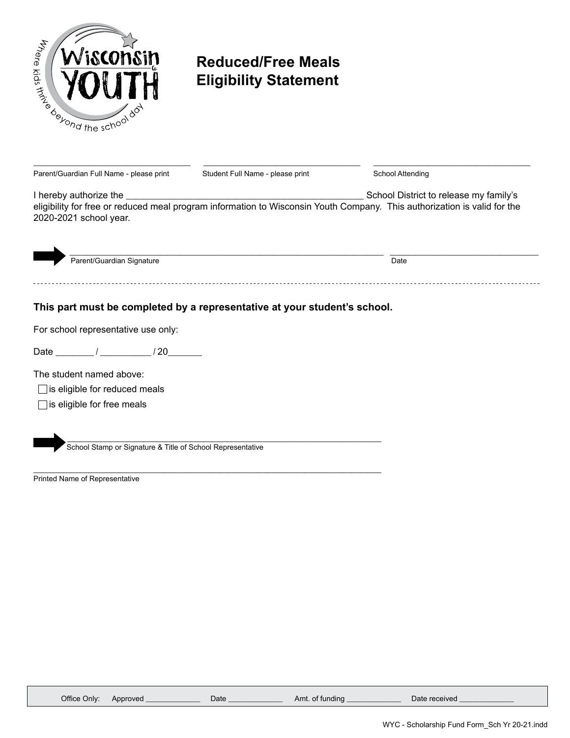# Reduced/Free Meals Eligibility Statement

_______________________________ _______________________________ _______________________________

Parent/Guardian Full Name - please print | Student Full Name - please print | School Attending

I hereby authorize the _____________________________________________ School District to release my family's eligibility for free or reduced meal program information to Wisconsin Youth Company. This authorization is valid for the 2020-2021 school year.

_______________________________________________________________ _____________________________

Parent/Guardian Signature | Date

---

**This part must be completed by a representative at your student's school.**

For school representative use only:

Date _______ / __________ / 20_______

The student named above:

- ☐ is eligible for reduced meals
- ☐ is eligible for free meals

_______________________________________________________________

School Stamp or Signature & Title of School Representative

_______________________________________________________________

Printed Name of Representative

Office Only: Approved _____________ Date _____________ Amt. of funding _____________ Date received _____________

WYC - Scholarship Fund Form_Sch Yr 20-21.indd